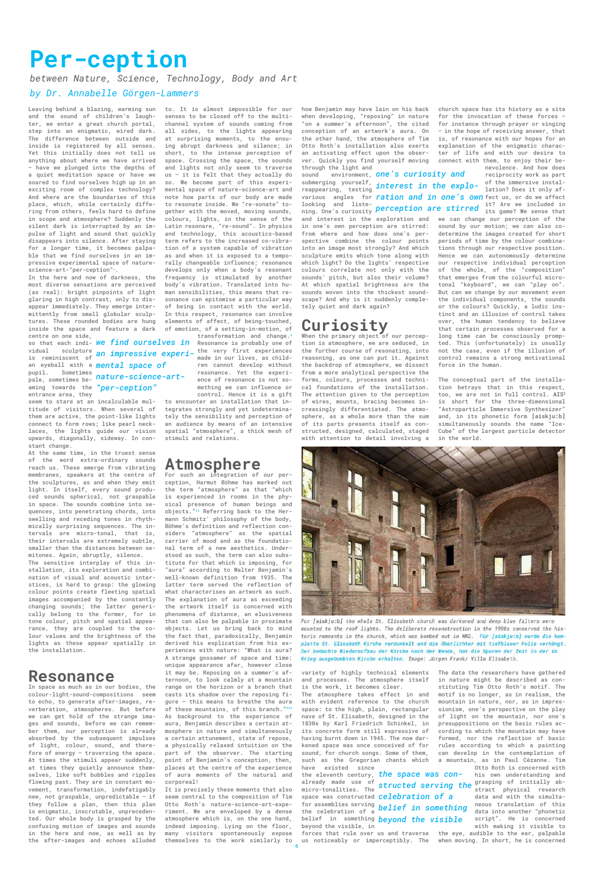# Per-ception

*between Nature, Science, Technology, Body and Art*

*by Dr. Annabelle Görgen-Lammers*

Leaving behind a blazing, warming sun and the sound of children's laughter, we enter a great church portal, step into an enigmatic, wired dark. The difference between outside and inside is registered by all senses. Yet this initially does not tell us anything about where we have arrived – have we plunged into the depths of a quiet meditation space or have we soared to find ourselves high up in an exciting room of complex technology? And where are the boundaries of this place, which, while certainly differing from others, feels hard to define in scope and atmosphere? Suddenly the silent dark is interrupted by an impulse of light and sound that quickly disappears into silence. After staying for a longer time, it becomes palpable that we find ourselves in an impressive experimental space of nature-science-art-"per-ception"[1].

In the here and now of darkness, the most diverse sensations are perceived (as real): bright pinpoints of light glaring in high contrast, only to disappear immediately. They emerge intermittently from small globular sculptures. These rounded bodies are hung inside the space and feature a dark centre on one side, so that each individual sculpture is reminiscent of an eyeball with a pupil. Sometimes pale, sometimes beaming towards the entrance area, they seem to stare at an incalculable multitude of visitors. When several of them are active, the point-like lights connect to form rows; like pearl necklaces, the lights guide our vision upwards, diagonally, sideway. In constant change.

*we find ourselves in an impressive experimental space of nature-science-art-"per-ception"*

At the same time, in the truest sense of the word extra-ordinary sounds reach us. These emerge from vibrating membranes, speakers at the centre of the sculptures, as and when they emit light. In itself, every sound produced sounds spherical, not graspable in space. The sounds combine into sequences, into penetrating chords, into swelling and receding tones in rhythmically surprising sequences. The intervals are micro-tonal, that is, their intervals are extremely subtle, smaller than the distances between semitones. Again, abruptly, silence.

The sensitive interplay of this installation, its exploration and combination of visual and acoustic interstices, is hard to grasp: the glowing colour points create fleeting spatial images accompanied by the constantly changing sounds; the latter generically belong to the former, for in tone colour, pitch and spatial appearance, they are coupled to the colour values and the brightness of the lights as these appear spatially in the installation.

## Resonance

In space as much as in our bodies, the colour-light-sound-compositions seem to echo, to generate after-images, reverberation, atmospheres. But before we can get hold of the strange images and sounds, before we can remember them, our perception is already absorbed by the subsequent impulses of light, colour, sound, and therefore of energy – traversing the space. At times the stimuli appear suddenly, at times they quietly announce themselves, like soft bubbles and ripples flowing past. They are in constant movement, transformation, indefatigably new, not graspable, unpredictable – if they follow a plan, then this plan is enigmatic, inscrutable, unprecedented. Our whole body is grasped by the confusing motion of images and sounds in the here and now, as well as by the after-images and echoes alluded to. It is almost impossible for our senses to be closed off to the multichannel system of sounds coming from all sides, to the lights appearing at surprising moments, to the ensuing abrupt darkness and silence; in short, to the intense perception of space. Crossing the space, the sounds and lights not only seem to traverse us – it is felt that they actually do so. We become part of this experimental space of nature-science-art and note how parts of our body are made to resonate inside. We "re-sonate" together with the moved, moving sounds, colours, lights, in the sense of the Latin resonare, "re-sound". In physics and technology, this acoustics-based term refers to the increased co-vibration of a system capable of vibration as and when it is exposed to a temporally changeable influence; resonance develops only when a body's resonant frequency is stimulated by another body's vibration. Translated into human sensibilities, this means that resonance can epitomise a particular way of being in contact with the world. In this respect, resonance can involve elements of affect, of being-touched, of emotion, of a setting-in-motion, of transformation and change.[2] Resonance is probably one of the very first experiences made in our lives, as children cannot develop without resonance. Yet the experience of resonance is not something we can influence or control. Hence it is a gift to encounter an installation that integrates strongly and yet indeterminately the sensibility and perception of an audience by means of an intensive spatial "atmosphere", a thick mesh of stimuli and relations.

## Atmosphere

For such an integration of our perception, Harmut Böhme has marked out the term "atmosphere" as that "which is experienced in rooms in the physical presence of human beings and objects."[3] Referring back to the Hermann Schmitz' philosophy of the body, Böhme's definition and reflection considers "atmosphere" as the spatial carrier of mood and as the foundational term of a new aesthetics. Understood as such, the term can also substitute for that which is imposing, for "aura" according to Walter Benjamin's well-known definition from 1935. The latter term served the reflection of what characterises an artwork as such. The explanation of aura as exceeding the artwork itself is concerned with phenomena of distance, an elusiveness that can also be palpable in proximate objects. Let us bring back to mind the fact that, paradoxically, Benjamin derived his explication from his experiences with nature: "What is aura? A strange gossamer of space and time: unique appearance afar, however close it may be. Reposing on a summer's afternoon, to look calmly at a mountain range on the horizon or a branch that casts its shadow over the reposing figure – this means to breathe the aura of these mountains, of this branch."[4] As background to the experience of aura, Benjamin describes a certain atmosphere in nature and simultaneously a certain attunement, state of repose, a physically relaxed intuition on the part of the observer. The starting point of Benjamin's conception, then, places at the centre of the experience of aura moments of the natural and corporeal!

It is precisely these moments that also seem central to the composition of Tim Otto Roth's nature-science-art-experiment. We are enveloped by a dense atmosphere which is, on the one hand, indeed imposing. Lying on the floor, many visitors spontaneously expose themselves to the work similarly to how Benjamin may have lain on his back when developing, "reposing" in nature "on a summer's afternoon", the cited conception of an artwork's aura. On the other hand, the atmosphere of Tim Otto Roth's installation also exerts an activating effect upon the observer. Quickly you find yourself moving through the light and sound environment, submerging yourself, reappearing, testing various angles for looking and listening. One's curiosity and interest in the exploration and in one's own perception are stirred: from where and how does one's perspective combine the colour points into an image most strongly? And which sculpture emits which tone along with which light? Do the lights' respective colours correlate not only with the sounds' pitch, but also their volume? At which spatial brightness are the sounds woven into the thickest soundscape? And why is it suddenly completely quiet and dark again?

*one's curiosity and interest in the exploration and in one's own perception are stirred*

## Curiosity

When the primary object of our perception is atmosphere, we are seduced, in the further course of resonating, into reasoning, as one can put it. Against the backdrop of atmosphere, we dissect from a more analytical perspective the forms, colours, processes and technical foundations of the installation. The attention given to the perception of wires, mounts, bracing becomes increasingly differentiated. The atmosphere, as a whole more than the sum of its parts presents itself as constructed, designed, calculated, staged with attention to detail involving a variety of highly technical elements and processes. The atmosphere itself is the work, it becomes clear.

The atmosphere takes effect in and with evident reference to the church space: to the high, plain, rectangular nave of St. Elisabeth, designed in the 1830s by Karl Friedrich Schinkel, in its concrete form still expressive of having burnt down in 1945. The now darkened space was once conceived of for sound, for church songs. Some of them, such as the Gregorian chants which have existed since the eleventh century, already made use of micro-tonalities. The space was constructed for assemblies serving the celebration of a belief in something beyond the visible, in forces that rule over us and traverse us noticeably or imperceptibly. The church space has its history as a site for the invocation of these forces – for instance through prayer or singing – in the hope of receiving answer, that is, of resonance with our hopes for an explanation of the enigmatic character of life and with our desire to connect with them, to enjoy their benevolence. And how does reciprocity work as part of the immersive installation? Does it only affect us, or do we affect it? Are we included in its game? We sense that we can change our perception of the sound by our motion; we can also co-determine the images created for short periods of time by the colour combinations through our respective position. Hence we can autonomously determine our respective individual perception of the whole, of the "composition" that emerges from the colourful microtonal "keyboard", we can "play on". But can we change by our movement even the individual components, the sounds or the colours? Quickly, a ludic instinct and an illusion of control takes over, the human tendency to believe that certain processes observed for a long time can be consciously prompted. This (unfortunately) is usually not the case, even if the illusion of control remains a strong motivational force in the human.

*the space was constructed serving the celebration of a belief in something beyond the visible*

The conceptual part of the installation betrays that in this respect, too, we are not in full control. **AIS³** is short for the three-dimensional "Astroparticle Immersive Synthesizer" and, in its phonetic form [aiskju:b] simultaneously sounds the name "IceCube" of the largest particle detector in the world.

For [aiskju:b] the whole St. Elisabeth church was darkened and deep blue filters were mounted to the roof lights. The deliberate reconstruction in the 1990s conserved the historic remnants in the church, which was bombed out in WW2. *Für [aiskju:b] wurde die komplette St. Elisabeth Kirche verdunkelt und die Oberlichter mit tiefblauer Folie verhängt. Der bedachte Wiederaufbau der Kirche nach der Wende, hat die Spuren der Zeit in der im Krieg ausgebombten Kirche erhalten.* Image: Jürgen Frank/ Villa Elisabeth.

The data the researchers have gathered in nature might be described as constituting Tim Otto Roth's motif. The motif is no longer, as in realism, the mountain in nature, nor, as in impressionism, one's perspective on the play of light on the mountain, nor one's presuppositions on the basic rules according to which the mountain may have formed, nor the reflection of basic rules according to which a painting can develop in the contemplation of a mountain, as in Paul Cézanne. Tim Otto Roth is concerned with his own understanding and grasping of initially abstract physical research data and with the simultaneous translation of this data into another "phonetic script". He is concerned with making it visible to the eye, audible to the ear, palpable when moving. In short, he is concerned